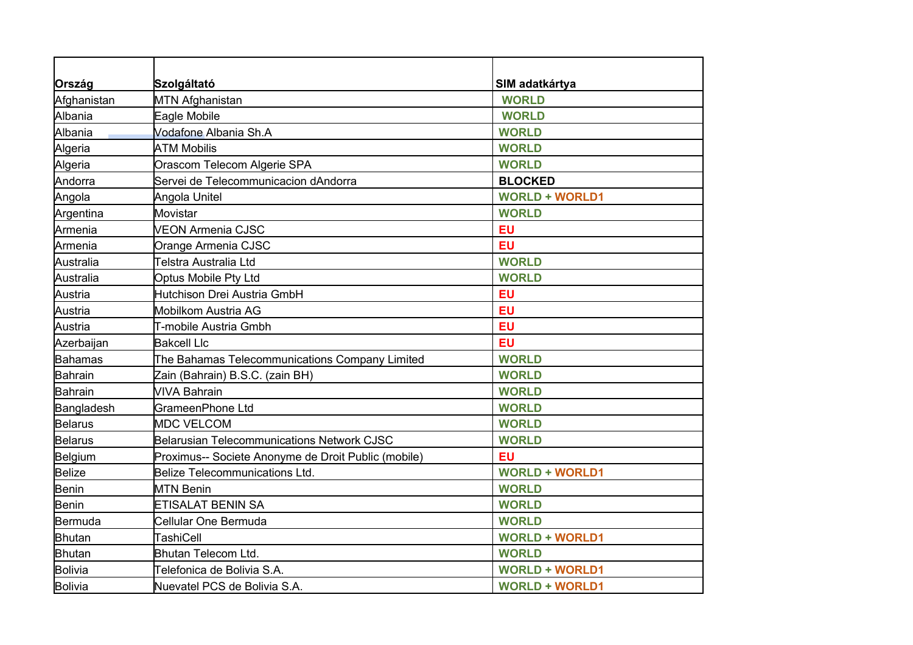| Ország | Szolgáltató | SIM adatkártya |
| --- | --- | --- |
| Afghanistan | MTN Afghanistan | **WORLD** |
| Albania | Eagle Mobile | **WORLD** |
| Albania | Vodafone Albania Sh.A | **WORLD** |
| Algeria | ATM Mobilis | **WORLD** |
| Algeria | Orascom Telecom Algerie SPA | **WORLD** |
| Andorra | Servei de Telecommunicacion dAndorra | **BLOCKED** |
| Angola | Angola Unitel | **WORLD + WORLD1** |
| Argentina | Movistar | **WORLD** |
| Armenia | VEON Armenia CJSC | **EU** |
| Armenia | Orange Armenia CJSC | **EU** |
| Australia | Telstra Australia Ltd | **WORLD** |
| Australia | Optus Mobile Pty Ltd | **WORLD** |
| Austria | Hutchison Drei Austria GmbH | **EU** |
| Austria | Mobilkom Austria AG | **EU** |
| Austria | T-mobile Austria Gmbh | **EU** |
| Azerbaijan | Bakcell Llc | **EU** |
| Bahamas | The Bahamas Telecommunications Company Limited | **WORLD** |
| Bahrain | Zain (Bahrain) B.S.C. (zain BH) | **WORLD** |
| Bahrain | VIVA Bahrain | **WORLD** |
| Bangladesh | GrameenPhone Ltd | **WORLD** |
| Belarus | MDC VELCOM | **WORLD** |
| Belarus | Belarusian Telecommunications Network CJSC | **WORLD** |
| Belgium | Proximus-- Societe Anonyme de Droit Public (mobile) | **EU** |
| Belize | Belize Telecommunications Ltd. | **WORLD + WORLD1** |
| Benin | MTN Benin | **WORLD** |
| Benin | ETISALAT BENIN SA | **WORLD** |
| Bermuda | Cellular One Bermuda | **WORLD** |
| Bhutan | TashiCell | **WORLD + WORLD1** |
| Bhutan | Bhutan Telecom Ltd. | **WORLD** |
| Bolivia | Telefonica de Bolivia S.A. | **WORLD + WORLD1** |
| Bolivia | Nuevatel PCS de Bolivia S.A. | **WORLD + WORLD1** |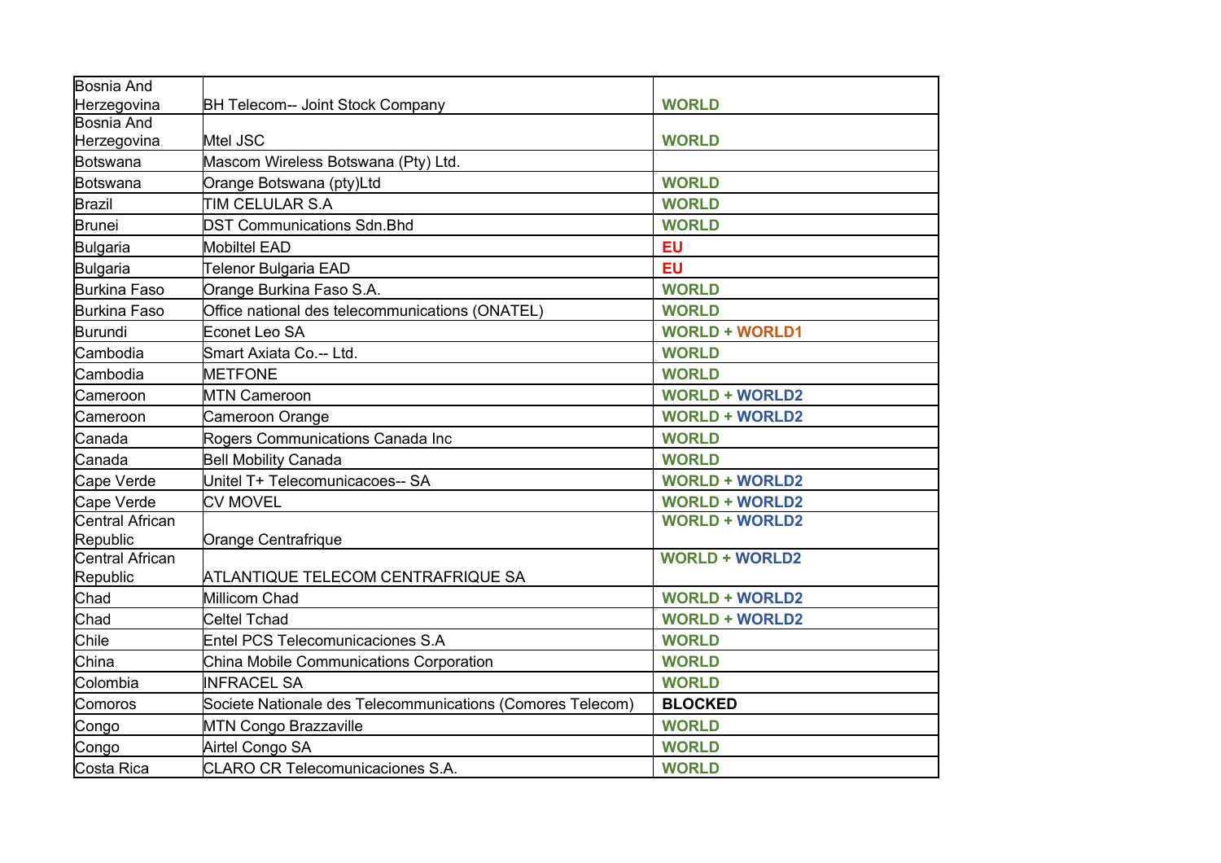| | | |
|---|---|---|
| Bosnia And Herzegovina | BH Telecom-- Joint Stock Company | **WORLD** |
| Bosnia And Herzegovina | Mtel JSC | **WORLD** |
| Botswana | Mascom Wireless Botswana (Pty) Ltd. | |
| Botswana | Orange Botswana (pty)Ltd | **WORLD** |
| Brazil | TIM CELULAR S.A | **WORLD** |
| Brunei | DST Communications Sdn.Bhd | **WORLD** |
| Bulgaria | Mobiltel EAD | **EU** |
| Bulgaria | Telenor Bulgaria EAD | **EU** |
| Burkina Faso | Orange Burkina Faso S.A. | **WORLD** |
| Burkina Faso | Office national des telecommunications (ONATEL) | **WORLD** |
| Burundi | Econet Leo SA | **WORLD + WORLD1** |
| Cambodia | Smart Axiata Co.-- Ltd. | **WORLD** |
| Cambodia | METFONE | **WORLD** |
| Cameroon | MTN Cameroon | **WORLD + WORLD2** |
| Cameroon | Cameroon Orange | **WORLD + WORLD2** |
| Canada | Rogers Communications Canada Inc | **WORLD** |
| Canada | Bell Mobility Canada | **WORLD** |
| Cape Verde | Unitel T+ Telecomunicacoes-- SA | **WORLD + WORLD2** |
| Cape Verde | CV MOVEL | **WORLD + WORLD2** |
| Central African Republic | Orange Centrafrique | **WORLD + WORLD2** |
| Central African Republic | ATLANTIQUE TELECOM CENTRAFRIQUE SA | **WORLD + WORLD2** |
| Chad | Millicom Chad | **WORLD + WORLD2** |
| Chad | Celtel Tchad | **WORLD + WORLD2** |
| Chile | Entel PCS Telecomunicaciones S.A | **WORLD** |
| China | China Mobile Communications Corporation | **WORLD** |
| Colombia | INFRACEL SA | **WORLD** |
| Comoros | Societe Nationale des Telecommunications (Comores Telecom) | **BLOCKED** |
| Congo | MTN Congo Brazzaville | **WORLD** |
| Congo | Airtel Congo SA | **WORLD** |
| Costa Rica | CLARO CR Telecomunicaciones S.A. | **WORLD** |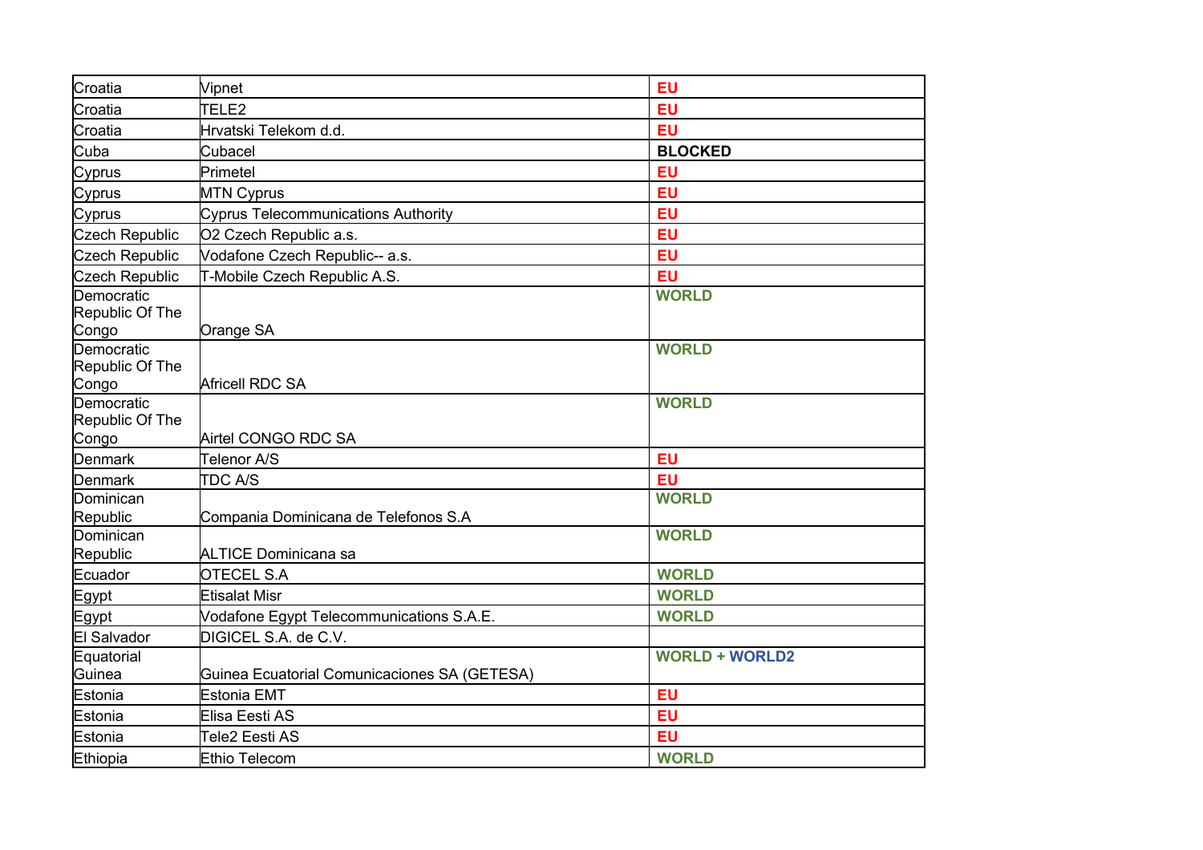| Croatia | Vipnet | **EU** |
|---|---|---|
| Croatia | TELE2 | **EU** |
| Croatia | Hrvatski Telekom d.d. | **EU** |
| Cuba | Cubacel | **BLOCKED** |
| Cyprus | Primetel | **EU** |
| Cyprus | MTN Cyprus | **EU** |
| Cyprus | Cyprus Telecommunications Authority | **EU** |
| Czech Republic | O2 Czech Republic a.s. | **EU** |
| Czech Republic | Vodafone Czech Republic-- a.s. | **EU** |
| Czech Republic | T-Mobile Czech Republic A.S. | **EU** |
| Democratic Republic Of The Congo | Orange SA | **WORLD** |
| Democratic Republic Of The Congo | Africell RDC SA | **WORLD** |
| Democratic Republic Of The Congo | Airtel CONGO RDC SA | **WORLD** |
| Denmark | Telenor A/S | **EU** |
| Denmark | TDC A/S | **EU** |
| Dominican Republic | Compania Dominicana de Telefonos S.A | **WORLD** |
| Dominican Republic | ALTICE Dominicana sa | **WORLD** |
| Ecuador | OTECEL S.A | **WORLD** |
| Egypt | Etisalat Misr | **WORLD** |
| Egypt | Vodafone Egypt Telecommunications S.A.E. | **WORLD** |
| El Salvador | DIGICEL S.A. de C.V. | |
| Equatorial Guinea | Guinea Ecuatorial Comunicaciones SA (GETESA) | **WORLD + WORLD2** |
| Estonia | Estonia EMT | **EU** |
| Estonia | Elisa Eesti AS | **EU** |
| Estonia | Tele2 Eesti AS | **EU** |
| Ethiopia | Ethio Telecom | **WORLD** |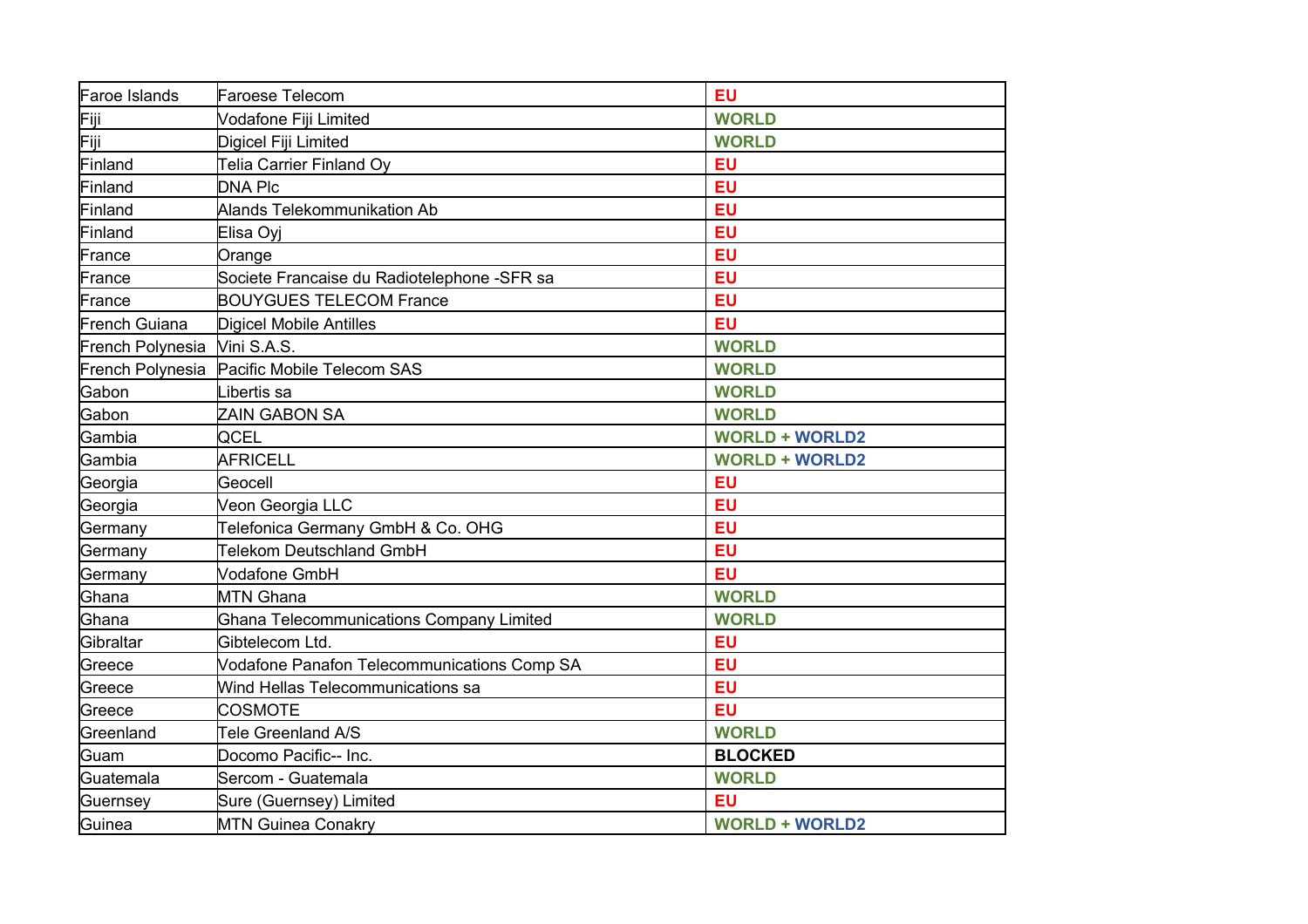| Faroe Islands | Faroese Telecom | **EU** |
|---|---|---|
| Fiji | Vodafone Fiji Limited | **WORLD** |
| Fiji | Digicel Fiji Limited | **WORLD** |
| Finland | Telia Carrier Finland Oy | **EU** |
| Finland | DNA Plc | **EU** |
| Finland | Alands Telekommunikation Ab | **EU** |
| Finland | Elisa Oyj | **EU** |
| France | Orange | **EU** |
| France | Societe Francaise du Radiotelephone -SFR sa | **EU** |
| France | BOUYGUES TELECOM France | **EU** |
| French Guiana | Digicel Mobile Antilles | **EU** |
| French Polynesia | Vini S.A.S. | **WORLD** |
| French Polynesia | Pacific Mobile Telecom SAS | **WORLD** |
| Gabon | Libertis sa | **WORLD** |
| Gabon | ZAIN GABON SA | **WORLD** |
| Gambia | QCEL | **WORLD + WORLD2** |
| Gambia | AFRICELL | **WORLD + WORLD2** |
| Georgia | Geocell | **EU** |
| Georgia | Veon Georgia LLC | **EU** |
| Germany | Telefonica Germany GmbH & Co. OHG | **EU** |
| Germany | Telekom Deutschland GmbH | **EU** |
| Germany | Vodafone GmbH | **EU** |
| Ghana | MTN Ghana | **WORLD** |
| Ghana | Ghana Telecommunications Company Limited | **WORLD** |
| Gibraltar | Gibtelecom Ltd. | **EU** |
| Greece | Vodafone Panafon Telecommunications Comp SA | **EU** |
| Greece | Wind Hellas Telecommunications sa | **EU** |
| Greece | COSMOTE | **EU** |
| Greenland | Tele Greenland A/S | **WORLD** |
| Guam | Docomo Pacific-- Inc. | **BLOCKED** |
| Guatemala | Sercom - Guatemala | **WORLD** |
| Guernsey | Sure (Guernsey) Limited | **EU** |
| Guinea | MTN Guinea Conakry | **WORLD + WORLD2** |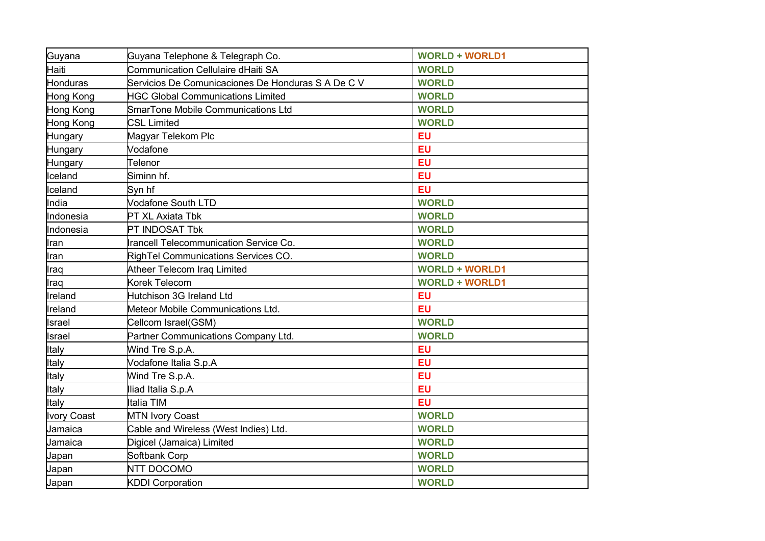| Guyana | Guyana Telephone & Telegraph Co. | **WORLD + WORLD1** |
|---|---|---|
| Haiti | Communication Cellulaire dHaiti SA | **WORLD** |
| Honduras | Servicios De Comunicaciones De Honduras S A De C V | **WORLD** |
| Hong Kong | HGC Global Communications Limited | **WORLD** |
| Hong Kong | SmarTone Mobile Communications Ltd | **WORLD** |
| Hong Kong | CSL Limited | **WORLD** |
| Hungary | Magyar Telekom Plc | **EU** |
| Hungary | Vodafone | **EU** |
| Hungary | Telenor | **EU** |
| Iceland | Siminn hf. | **EU** |
| Iceland | Syn hf | **EU** |
| India | Vodafone South LTD | **WORLD** |
| Indonesia | PT XL Axiata Tbk | **WORLD** |
| Indonesia | PT INDOSAT Tbk | **WORLD** |
| Iran | Irancell Telecommunication Service Co. | **WORLD** |
| Iran | RighTel Communications Services CO. | **WORLD** |
| Iraq | Atheer Telecom Iraq Limited | **WORLD + WORLD1** |
| Iraq | Korek Telecom | **WORLD + WORLD1** |
| Ireland | Hutchison 3G Ireland Ltd | **EU** |
| Ireland | Meteor Mobile Communications Ltd. | **EU** |
| Israel | Cellcom Israel(GSM) | **WORLD** |
| Israel | Partner Communications Company Ltd. | **WORLD** |
| Italy | Wind Tre S.p.A. | **EU** |
| Italy | Vodafone Italia S.p.A | **EU** |
| Italy | Wind Tre S.p.A. | **EU** |
| Italy | Iliad Italia S.p.A | **EU** |
| Italy | Italia TIM | **EU** |
| Ivory Coast | MTN Ivory Coast | **WORLD** |
| Jamaica | Cable and Wireless (West Indies) Ltd. | **WORLD** |
| Jamaica | Digicel (Jamaica) Limited | **WORLD** |
| Japan | Softbank Corp | **WORLD** |
| Japan | NTT DOCOMO | **WORLD** |
| Japan | KDDI Corporation | **WORLD** |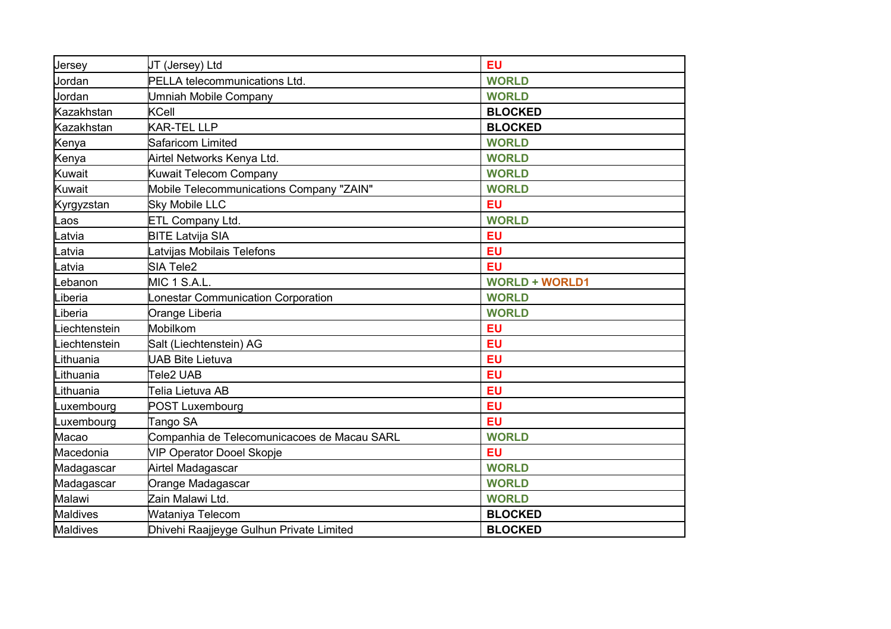| Jersey | JT (Jersey) Ltd | EU |
|---|---|---|
| Jordan | PELLA telecommunications Ltd. | WORLD |
| Jordan | Umniah Mobile Company | WORLD |
| Kazakhstan | KCell | BLOCKED |
| Kazakhstan | KAR-TEL LLP | BLOCKED |
| Kenya | Safaricom Limited | WORLD |
| Kenya | Airtel Networks Kenya Ltd. | WORLD |
| Kuwait | Kuwait Telecom Company | WORLD |
| Kuwait | Mobile Telecommunications Company "ZAIN" | WORLD |
| Kyrgyzstan | Sky Mobile LLC | EU |
| Laos | ETL Company Ltd. | WORLD |
| Latvia | BITE Latvija SIA | EU |
| Latvia | Latvijas Mobilais Telefons | EU |
| Latvia | SIA Tele2 | EU |
| Lebanon | MIC 1 S.A.L. | WORLD + WORLD1 |
| Liberia | Lonestar Communication Corporation | WORLD |
| Liberia | Orange Liberia | WORLD |
| Liechtenstein | Mobilkom | EU |
| Liechtenstein | Salt (Liechtenstein) AG | EU |
| Lithuania | UAB Bite Lietuva | EU |
| Lithuania | Tele2 UAB | EU |
| Lithuania | Telia Lietuva AB | EU |
| Luxembourg | POST Luxembourg | EU |
| Luxembourg | Tango SA | EU |
| Macao | Companhia de Telecomunicacoes de Macau SARL | WORLD |
| Macedonia | VIP Operator Dooel Skopje | EU |
| Madagascar | Airtel Madagascar | WORLD |
| Madagascar | Orange Madagascar | WORLD |
| Malawi | Zain Malawi Ltd. | WORLD |
| Maldives | Wataniya Telecom | BLOCKED |
| Maldives | Dhivehi Raajjeyge Gulhun Private Limited | BLOCKED |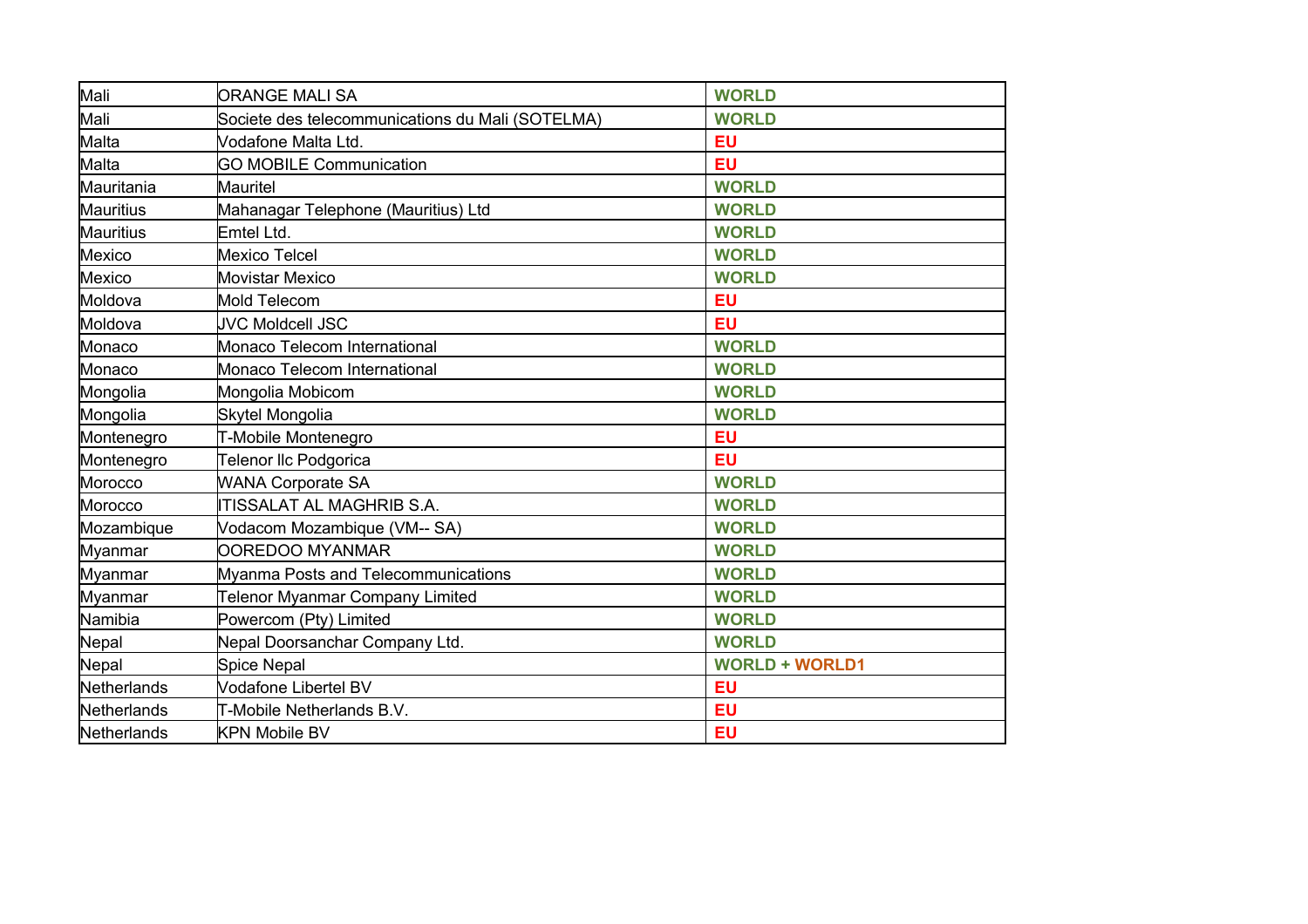| Mali | ORANGE MALI SA | **WORLD** |
|---|---|---|
| Mali | Societe des telecommunications du Mali (SOTELMA) | **WORLD** |
| Malta | Vodafone Malta Ltd. | **EU** |
| Malta | GO MOBILE Communication | **EU** |
| Mauritania | Mauritel | **WORLD** |
| Mauritius | Mahanagar Telephone (Mauritius) Ltd | **WORLD** |
| Mauritius | Emtel Ltd. | **WORLD** |
| Mexico | Mexico Telcel | **WORLD** |
| Mexico | Movistar Mexico | **WORLD** |
| Moldova | Mold Telecom | **EU** |
| Moldova | JVC Moldcell JSC | **EU** |
| Monaco | Monaco Telecom International | **WORLD** |
| Monaco | Monaco Telecom International | **WORLD** |
| Mongolia | Mongolia Mobicom | **WORLD** |
| Mongolia | Skytel Mongolia | **WORLD** |
| Montenegro | T-Mobile Montenegro | **EU** |
| Montenegro | Telenor llc Podgorica | **EU** |
| Morocco | WANA Corporate SA | **WORLD** |
| Morocco | ITISSALAT AL MAGHRIB S.A. | **WORLD** |
| Mozambique | Vodacom Mozambique (VM-- SA) | **WORLD** |
| Myanmar | OOREDOO MYANMAR | **WORLD** |
| Myanmar | Myanma Posts and Telecommunications | **WORLD** |
| Myanmar | Telenor Myanmar Company Limited | **WORLD** |
| Namibia | Powercom (Pty) Limited | **WORLD** |
| Nepal | Nepal Doorsanchar Company Ltd. | **WORLD** |
| Nepal | Spice Nepal | **WORLD + WORLD1** |
| Netherlands | Vodafone Libertel BV | **EU** |
| Netherlands | T-Mobile Netherlands B.V. | **EU** |
| Netherlands | KPN Mobile BV | **EU** |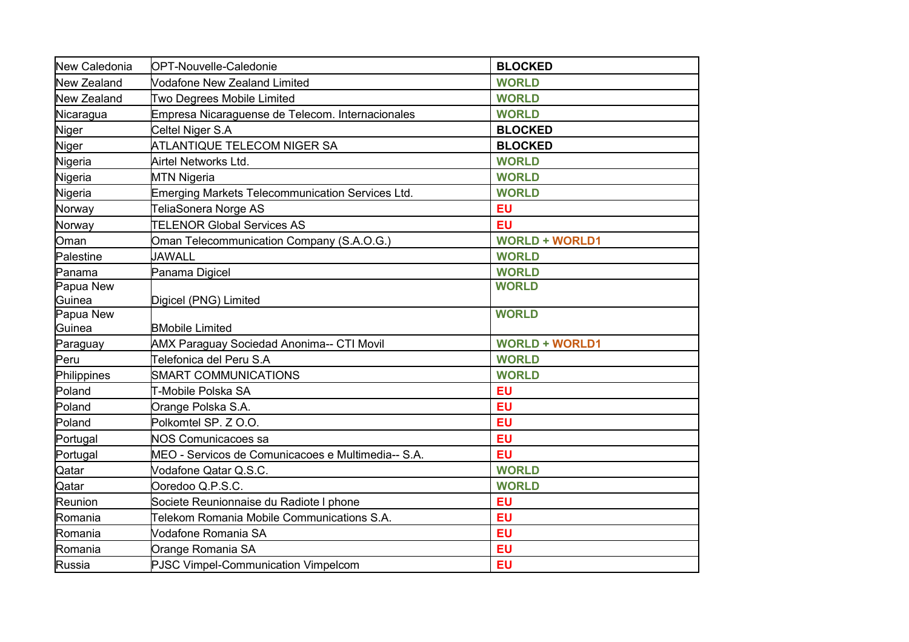| | | |
|---|---|---|
| New Caledonia | OPT-Nouvelle-Caledonie | **BLOCKED** |
| New Zealand | Vodafone New Zealand Limited | **WORLD** |
| New Zealand | Two Degrees Mobile Limited | **WORLD** |
| Nicaragua | Empresa Nicaraguense de Telecom. Internacionales | **WORLD** |
| Niger | Celtel Niger S.A | **BLOCKED** |
| Niger | ATLANTIQUE TELECOM NIGER SA | **BLOCKED** |
| Nigeria | Airtel Networks Ltd. | **WORLD** |
| Nigeria | MTN Nigeria | **WORLD** |
| Nigeria | Emerging Markets Telecommunication Services Ltd. | **WORLD** |
| Norway | TeliaSonera Norge AS | **EU** |
| Norway | TELENOR Global Services AS | **EU** |
| Oman | Oman Telecommunication Company (S.A.O.G.) | **WORLD + WORLD1** |
| Palestine | JAWALL | **WORLD** |
| Panama | Panama Digicel | **WORLD** |
| Papua New Guinea | Digicel (PNG) Limited | **WORLD** |
| Papua New Guinea | BMobile Limited | **WORLD** |
| Paraguay | AMX Paraguay Sociedad Anonima-- CTI Movil | **WORLD + WORLD1** |
| Peru | Telefonica del Peru S.A | **WORLD** |
| Philippines | SMART COMMUNICATIONS | **WORLD** |
| Poland | T-Mobile Polska SA | **EU** |
| Poland | Orange Polska S.A. | **EU** |
| Poland | Polkomtel SP. Z O.O. | **EU** |
| Portugal | NOS Comunicacoes sa | **EU** |
| Portugal | MEO - Servicos de Comunicacoes e Multimedia-- S.A. | **EU** |
| Qatar | Vodafone Qatar Q.S.C. | **WORLD** |
| Qatar | Ooredoo Q.P.S.C. | **WORLD** |
| Reunion | Societe Reunionnaise du Radiote l phone | **EU** |
| Romania | Telekom Romania Mobile Communications S.A. | **EU** |
| Romania | Vodafone Romania SA | **EU** |
| Romania | Orange Romania SA | **EU** |
| Russia | PJSC Vimpel-Communication Vimpelcom | **EU** |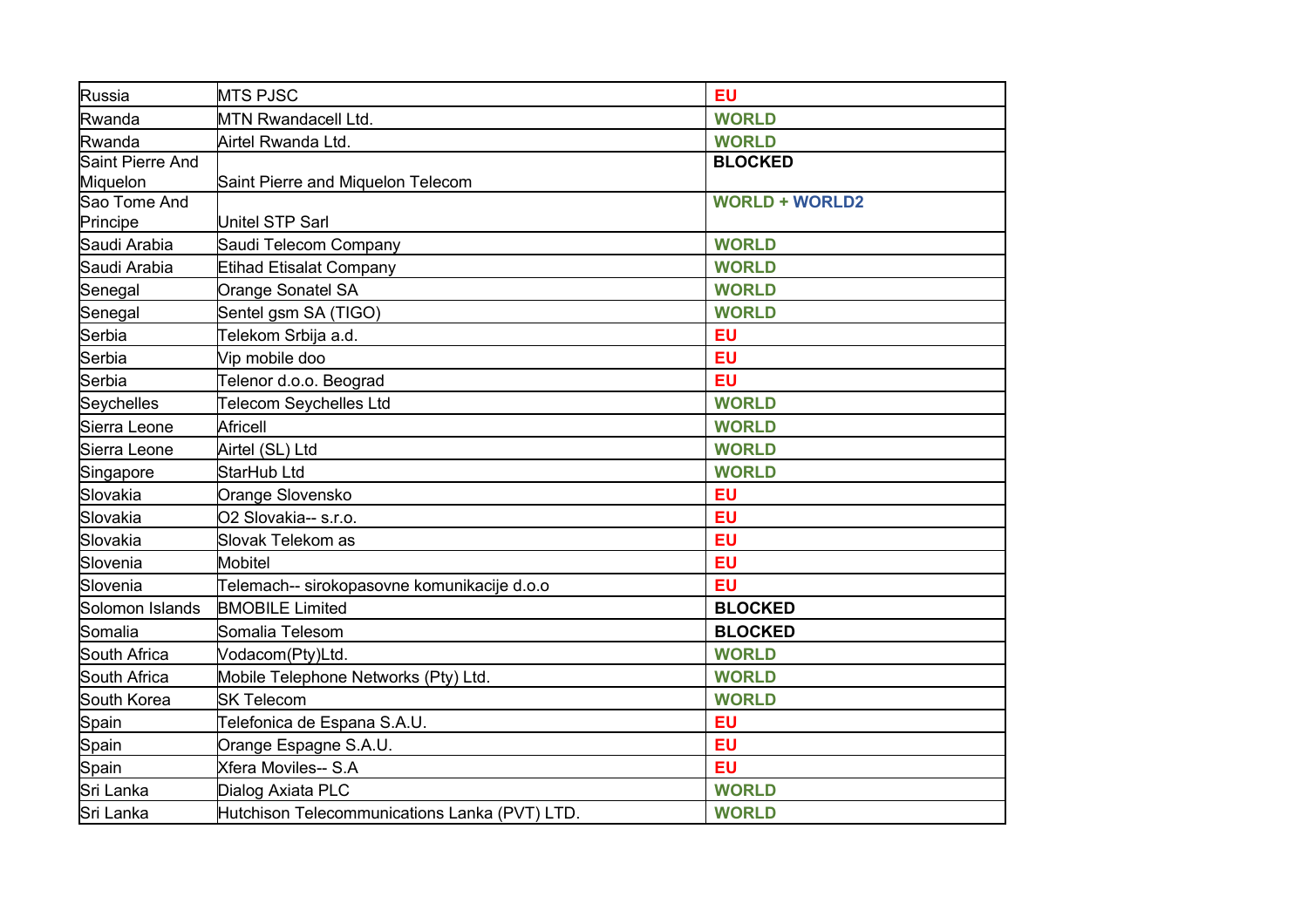| Russia | MTS PJSC | **EU** |
|---|---|---|
| Rwanda | MTN Rwandacell Ltd. | **WORLD** |
| Rwanda | Airtel Rwanda Ltd. | **WORLD** |
| Saint Pierre And Miquelon | Saint Pierre and Miquelon Telecom | **BLOCKED** |
| Sao Tome And Principe | Unitel STP Sarl | **WORLD + WORLD2** |
| Saudi Arabia | Saudi Telecom Company | **WORLD** |
| Saudi Arabia | Etihad Etisalat Company | **WORLD** |
| Senegal | Orange Sonatel SA | **WORLD** |
| Senegal | Sentel gsm SA (TIGO) | **WORLD** |
| Serbia | Telekom Srbija a.d. | **EU** |
| Serbia | Vip mobile doo | **EU** |
| Serbia | Telenor d.o.o. Beograd | **EU** |
| Seychelles | Telecom Seychelles Ltd | **WORLD** |
| Sierra Leone | Africell | **WORLD** |
| Sierra Leone | Airtel (SL) Ltd | **WORLD** |
| Singapore | StarHub Ltd | **WORLD** |
| Slovakia | Orange Slovensko | **EU** |
| Slovakia | O2 Slovakia-- s.r.o. | **EU** |
| Slovakia | Slovak Telekom as | **EU** |
| Slovenia | Mobitel | **EU** |
| Slovenia | Telemach-- sirokopasovne komunikacije d.o.o | **EU** |
| Solomon Islands | BMOBILE Limited | **BLOCKED** |
| Somalia | Somalia Telesom | **BLOCKED** |
| South Africa | Vodacom(Pty)Ltd. | **WORLD** |
| South Africa | Mobile Telephone Networks (Pty) Ltd. | **WORLD** |
| South Korea | SK Telecom | **WORLD** |
| Spain | Telefonica de Espana S.A.U. | **EU** |
| Spain | Orange Espagne S.A.U. | **EU** |
| Spain | Xfera Moviles-- S.A | **EU** |
| Sri Lanka | Dialog Axiata PLC | **WORLD** |
| Sri Lanka | Hutchison Telecommunications Lanka (PVT) LTD. | **WORLD** |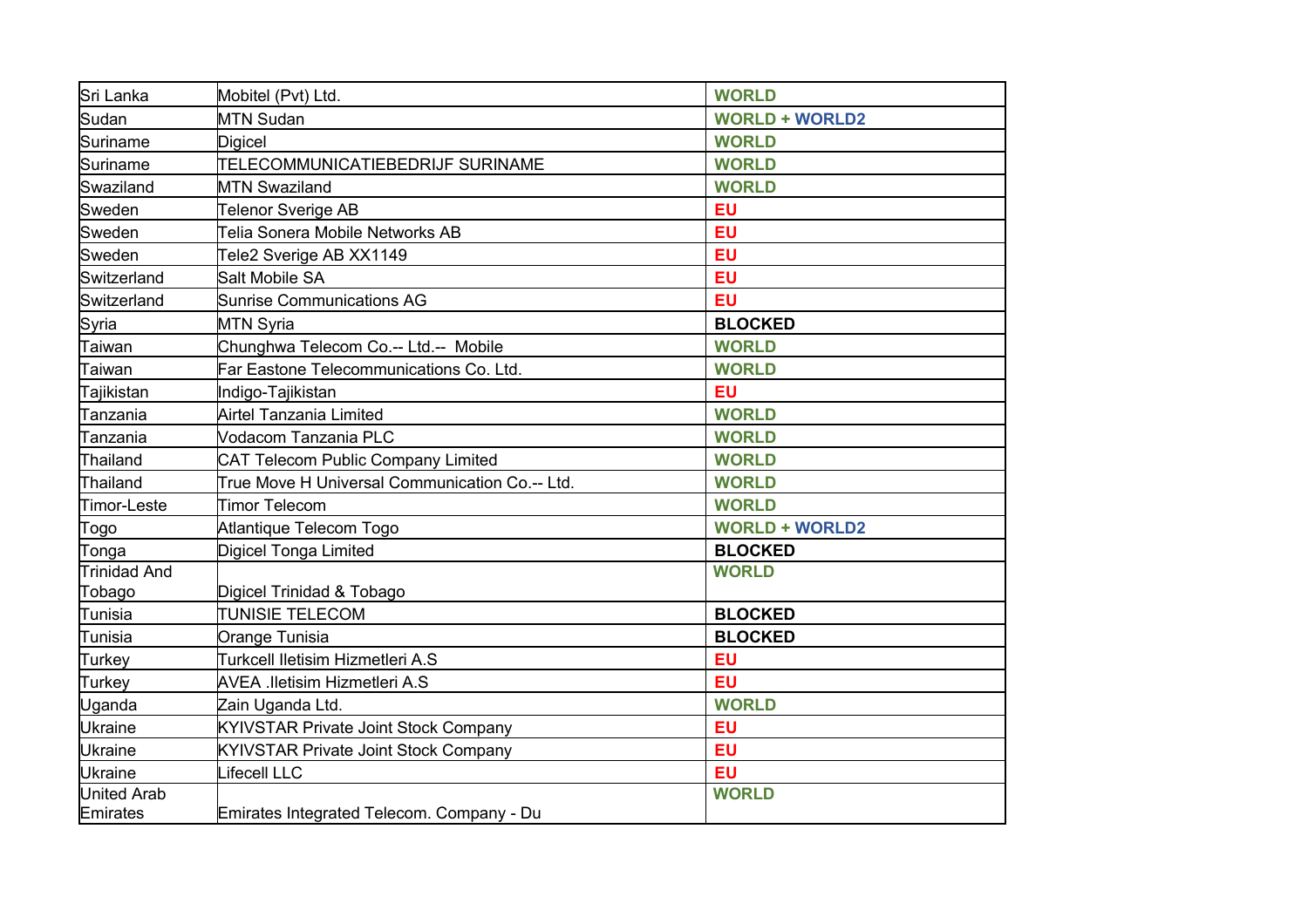| | | |
|---|---|---|
| Sri Lanka | Mobitel (Pvt) Ltd. | **WORLD** |
| Sudan | MTN Sudan | **WORLD + WORLD2** |
| Suriname | Digicel | **WORLD** |
| Suriname | TELECOMMUNICATIEBEDRIJF SURINAME | **WORLD** |
| Swaziland | MTN Swaziland | **WORLD** |
| Sweden | Telenor Sverige AB | **EU** |
| Sweden | Telia Sonera Mobile Networks AB | **EU** |
| Sweden | Tele2 Sverige AB XX1149 | **EU** |
| Switzerland | Salt Mobile SA | **EU** |
| Switzerland | Sunrise Communications AG | **EU** |
| Syria | MTN Syria | **BLOCKED** |
| Taiwan | Chunghwa Telecom Co.-- Ltd.-- Mobile | **WORLD** |
| Taiwan | Far Eastone Telecommunications Co. Ltd. | **WORLD** |
| Tajikistan | Indigo-Tajikistan | **EU** |
| Tanzania | Airtel Tanzania Limited | **WORLD** |
| Tanzania | Vodacom Tanzania PLC | **WORLD** |
| Thailand | CAT Telecom Public Company Limited | **WORLD** |
| Thailand | True Move H Universal Communication Co.-- Ltd. | **WORLD** |
| Timor-Leste | Timor Telecom | **WORLD** |
| Togo | Atlantique Telecom Togo | **WORLD + WORLD2** |
| Tonga | Digicel Tonga Limited | **BLOCKED** |
| Trinidad And Tobago | Digicel Trinidad & Tobago | **WORLD** |
| Tunisia | TUNISIE TELECOM | **BLOCKED** |
| Tunisia | Orange Tunisia | **BLOCKED** |
| Turkey | Turkcell Iletisim Hizmetleri A.S | **EU** |
| Turkey | AVEA .Iletisim Hizmetleri A.S | **EU** |
| Uganda | Zain Uganda Ltd. | **WORLD** |
| Ukraine | KYIVSTAR Private Joint Stock Company | **EU** |
| Ukraine | KYIVSTAR Private Joint Stock Company | **EU** |
| Ukraine | Lifecell LLC | **EU** |
| United Arab Emirates | Emirates Integrated Telecom. Company - Du | **WORLD** |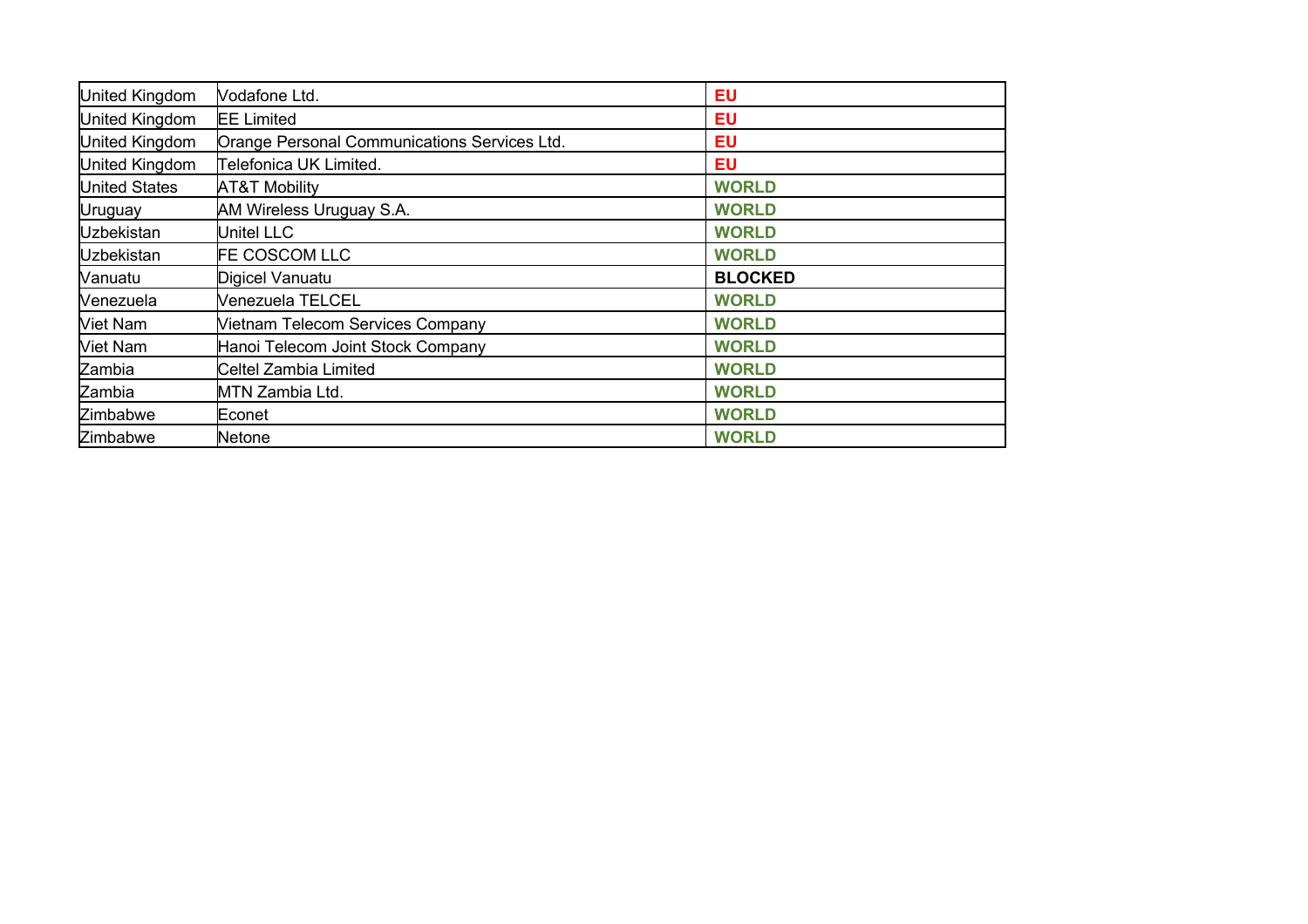| | | |
|---|---|---|
| United Kingdom | Vodafone Ltd. | **EU** |
| United Kingdom | EE Limited | **EU** |
| United Kingdom | Orange Personal Communications Services Ltd. | **EU** |
| United Kingdom | Telefonica UK Limited. | **EU** |
| United States | AT&T Mobility | **WORLD** |
| Uruguay | AM Wireless Uruguay S.A. | **WORLD** |
| Uzbekistan | Unitel LLC | **WORLD** |
| Uzbekistan | FE COSCOM LLC | **WORLD** |
| Vanuatu | Digicel Vanuatu | **BLOCKED** |
| Venezuela | Venezuela TELCEL | **WORLD** |
| Viet Nam | Vietnam Telecom Services Company | **WORLD** |
| Viet Nam | Hanoi Telecom Joint Stock Company | **WORLD** |
| Zambia | Celtel Zambia Limited | **WORLD** |
| Zambia | MTN Zambia Ltd. | **WORLD** |
| Zimbabwe | Econet | **WORLD** |
| Zimbabwe | Netone | **WORLD** |